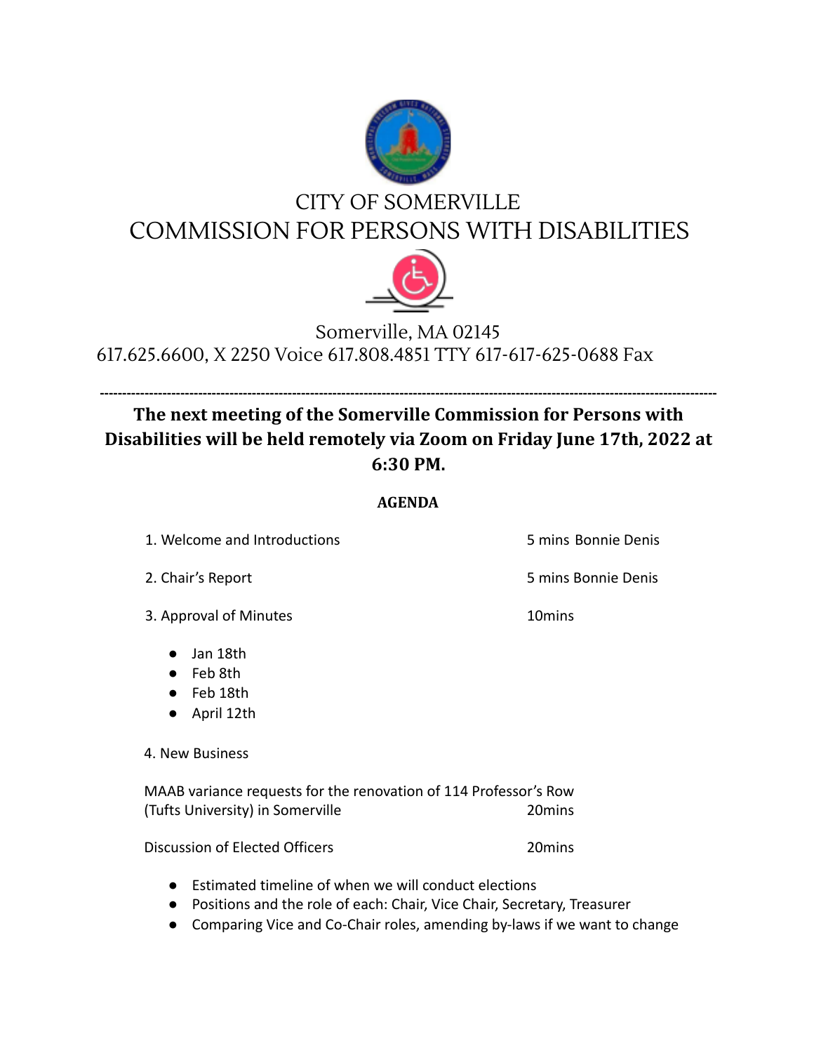# CITY OF SOMERVILLE
# COMMISSION FOR PERSONS WITH DISABILITIES

Somerville, MA 02145
617.625.6600, X 2250 Voice 617.808.4851 TTY 617-617-625-0688 Fax

---

**The next meeting of the Somerville Commission for Persons with Disabilities will be held remotely via Zoom on Friday June 17th, 2022 at 6:30 PM.**

**AGENDA**

1. Welcome and Introductions — 5 mins Bonnie Denis

2. Chair's Report — 5 mins Bonnie Denis

3. Approval of Minutes — 10mins
   - Jan 18th
   - Feb 8th
   - Feb 18th
   - April 12th

4. New Business

MAAB variance requests for the renovation of 114 Professor's Row (Tufts University) in Somerville — 20mins

Discussion of Elected Officers — 20mins

- Estimated timeline of when we will conduct elections
- Positions and the role of each: Chair, Vice Chair, Secretary, Treasurer
- Comparing Vice and Co-Chair roles, amending by-laws if we want to change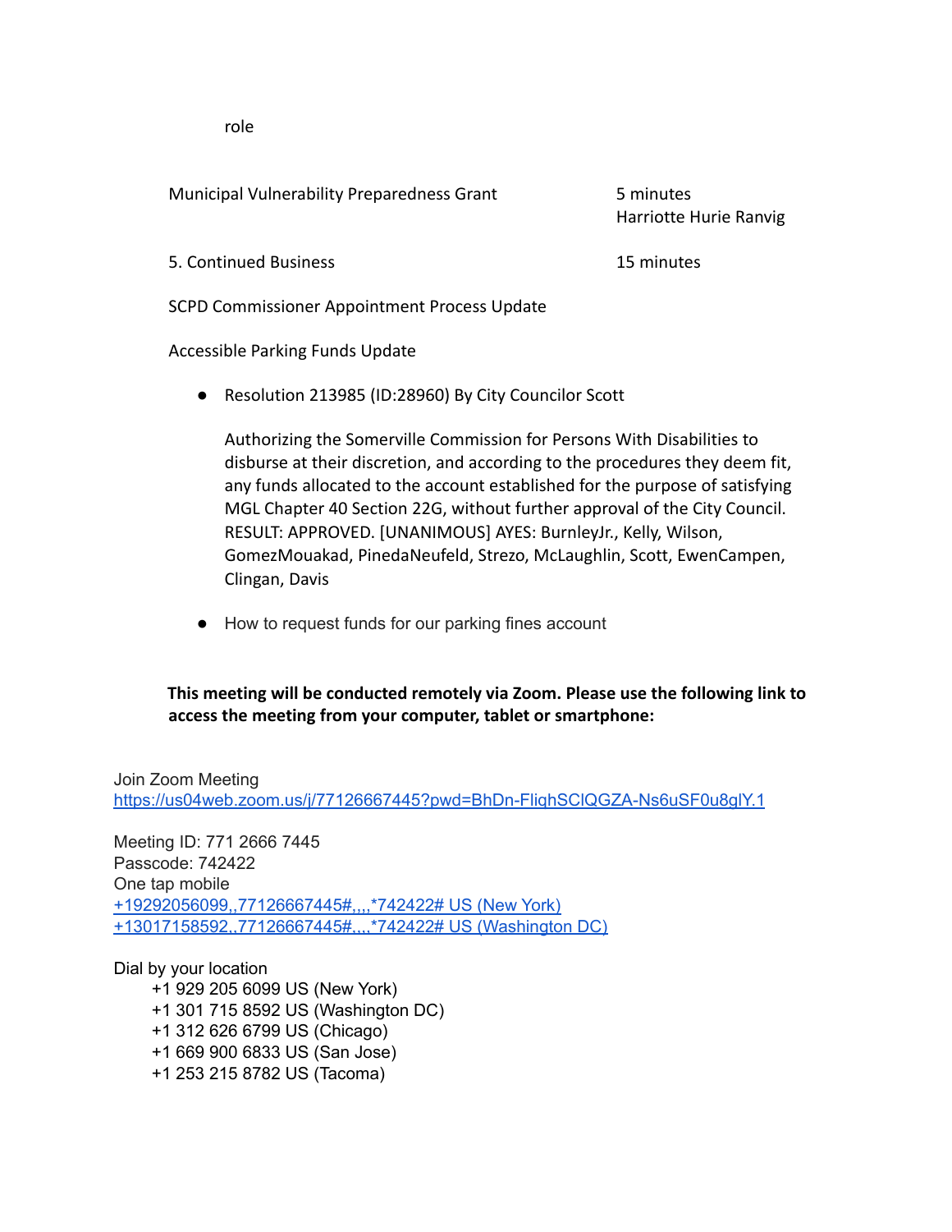role

Municipal Vulnerability Preparedness Grant — 5 minutes
Harriotte Hurie Ranvig

5. Continued Business — 15 minutes

SCPD Commissioner Appointment Process Update

Accessible Parking Funds Update

- Resolution 213985 (ID:28960) By City Councilor Scott

  Authorizing the Somerville Commission for Persons With Disabilities to disburse at their discretion, and according to the procedures they deem fit, any funds allocated to the account established for the purpose of satisfying MGL Chapter 40 Section 22G, without further approval of the City Council. RESULT: APPROVED. [UNANIMOUS] AYES: BurnleyJr., Kelly, Wilson, GomezMouakad, PinedaNeufeld, Strezo, McLaughlin, Scott, EwenCampen, Clingan, Davis

- How to request funds for our parking fines account

**This meeting will be conducted remotely via Zoom. Please use the following link to access the meeting from your computer, tablet or smartphone:**

Join Zoom Meeting
https://us04web.zoom.us/j/77126667445?pwd=BhDn-FliqhSClQGZA-Ns6uSF0u8glY.1

Meeting ID: 771 2666 7445
Passcode: 742422
One tap mobile
+19292056099,,77126667445#,,,,*742422# US (New York)
+13017158592,,77126667445#,,,,*742422# US (Washington DC)

Dial by your location
+1 929 205 6099 US (New York)
+1 301 715 8592 US (Washington DC)
+1 312 626 6799 US (Chicago)
+1 669 900 6833 US (San Jose)
+1 253 215 8782 US (Tacoma)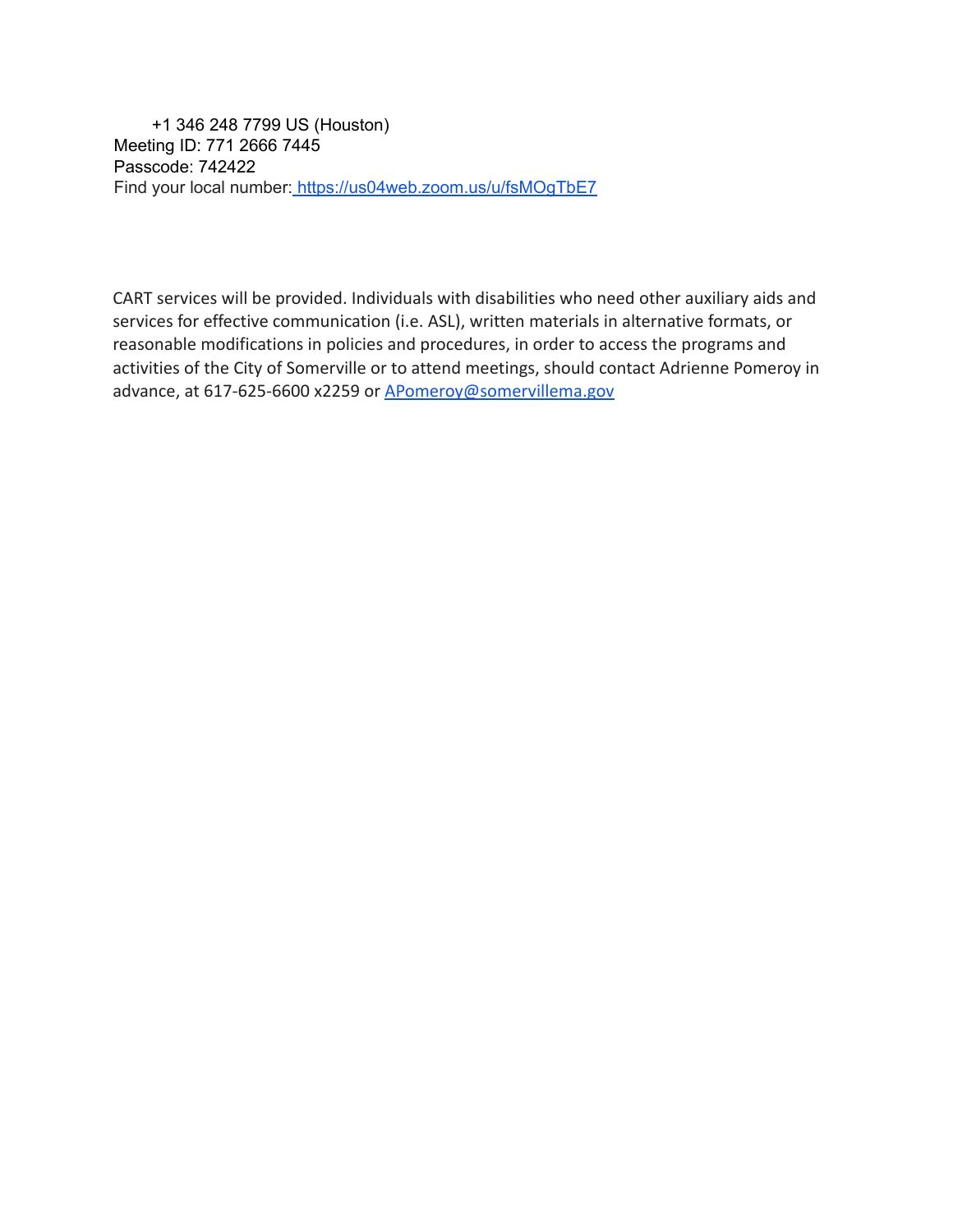+1 346 248 7799 US (Houston)

Meeting ID: 771 2666 7445

Passcode: 742422

Find your local number: https://us04web.zoom.us/u/fsMOgTbE7

CART services will be provided. Individuals with disabilities who need other auxiliary aids and services for effective communication (i.e. ASL), written materials in alternative formats, or reasonable modifications in policies and procedures, in order to access the programs and activities of the City of Somerville or to attend meetings, should contact Adrienne Pomeroy in advance, at 617-625-6600 x2259 or APomeroy@somervillema.gov